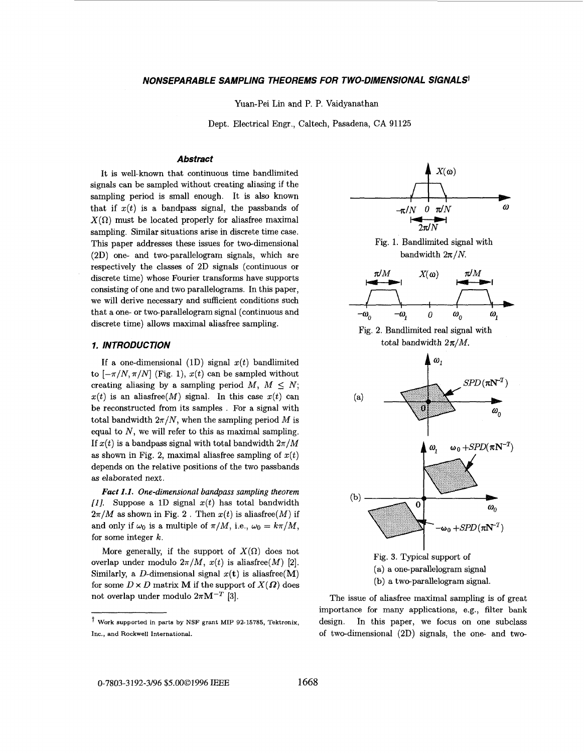# NONSEPARABLE SAMPLING THEOREMS FOR TWO-DIMENSIONAL SIGNALS†

Yuan-Pei Lin and P. P. Vaidyanathan

Dept. Electrical Engr., Caltech, Pasadena, CA 91125

### Abstract

It is well-known that continuous time bandlimited signals can be sampled without creating aliasing if the sampling period is small enough. It is also known that if $x(t)$ is a bandpass signal, the passbands of $X(\Omega)$ must be located properly for aliasfree maximal sampling. Similar situations arise in discrete time case. This paper addresses these issues for two-dimensional (2D) one- and two-parallelogram signals, which are respectively the classes of 2D signals (continuous or discrete time) whose Fourier transforms have supports consisting of one and two parallelograms. In this paper, we will derive necessary and sufficient conditions such that a one- or two-parallelogram signal (continuous and discrete time) allows maximal aliasfree sampling.

## 1. INTRODUCTION

If a one-dimensional (1D) signal $x(t)$ bandlimited to $[-\pi/N, \pi/N]$ (Fig. 1), $x(t)$ can be sampled without creating aliasing by a sampling period $M$, $M \leq N$; $x(t)$ is an aliasfree($M$) signal. In this case $x(t)$ can be reconstructed from its samples . For a signal with total bandwidth $2\pi/N$, when the sampling period $M$ is equal to $N$, we will refer to this as maximal sampling. If $x(t)$ is a bandpass signal with total bandwidth $2\pi/M$ as shown in Fig. 2, maximal aliasfree sampling of $x(t)$ depends on the relative positions of the two passbands as elaborated next.

***Fact 1.1.*** *One-dimensional bandpass sampling theorem [1].* Suppose a 1D signal $x(t)$ has total bandwidth $2\pi/M$ as shown in Fig. 2 . Then $x(t)$ is aliasfree($M$) if and only if $\omega_0$ is a multiple of $\pi/M$, i.e., $\omega_0 = k\pi/M$, for some integer $k$.

More generally, if the support of $X(\Omega)$ does not overlap under modulo $2\pi/M$, $x(t)$ is aliasfree($M$) [2]. Similarly, a $D$-dimensional signal $x(\mathbf{t})$ is aliasfree($\mathbf{M}$) for some $D \times D$ matrix $\mathbf{M}$ if the support of $X(\boldsymbol{\Omega})$ does not overlap under modulo $2\pi\mathbf{M}^{-T}$ [3].

Fig. 1. Bandlimited signal with bandwidth $2\pi/N$.

Fig. 2. Bandlimited real signal with total bandwidth $2\pi/M$.

Fig. 3. Typical support of
(a) a one-parallelogram signal
(b) a two-parallelogram signal.

The issue of aliasfree maximal sampling is of great importance for many applications, e.g., filter bank design. In this paper, we focus on one subclass of two-dimensional (2D) signals, the one- and two-

† Work supported in parts by NSF grant MIP 92-15785, Tektronix, Inc., and Rockwell International.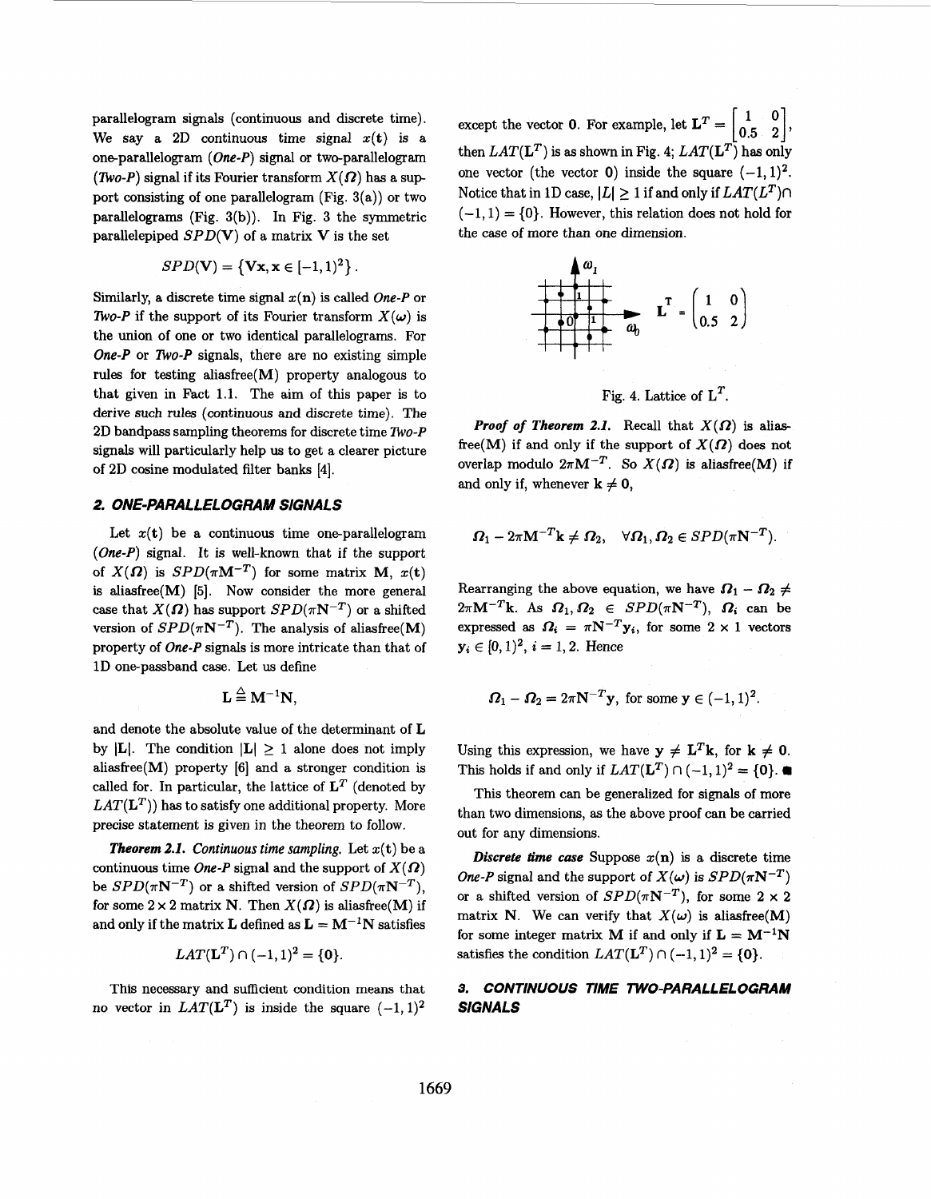parallelogram signals (continuous and discrete time). We say a 2D continuous time signal $x(\mathbf{t})$ is a one-parallelogram (*One-P*) signal or two-parallelogram (*Two-P*) signal if its Fourier transform $X(\boldsymbol{\Omega})$ has a support consisting of one parallelogram (Fig. 3(a)) or two parallelograms (Fig. 3(b)). In Fig. 3 the symmetric parallelepiped $SPD(\mathbf{V})$ of a matrix $\mathbf{V}$ is the set

$$SPD(\mathbf{V}) = \{\mathbf{V}\mathbf{x}, \mathbf{x} \in [-1,1)^2\}.$$

Similarly, a discrete time signal $x(\mathbf{n})$ is called *One-P* or *Two-P* if the support of its Fourier transform $X(\boldsymbol{\omega})$ is the union of one or two identical parallelograms. For *One-P* or *Two-P* signals, there are no existing simple rules for testing aliasfree($\mathbf{M}$) property analogous to that given in Fact 1.1. The aim of this paper is to derive such rules (continuous and discrete time). The 2D bandpass sampling theorems for discrete time *Two-P* signals will particularly help us to get a clearer picture of 2D cosine modulated filter banks [4].

## 2. ONE-PARALLELOGRAM SIGNALS

Let $x(\mathbf{t})$ be a continuous time one-parallelogram (*One-P*) signal. It is well-known that if the support of $X(\boldsymbol{\Omega})$ is $SPD(\pi\mathbf{M}^{-T})$ for some matrix $\mathbf{M}$, $x(\mathbf{t})$ is aliasfree($\mathbf{M}$) [5]. Now consider the more general case that $X(\boldsymbol{\Omega})$ has support $SPD(\pi\mathbf{N}^{-T})$ or a shifted version of $SPD(\pi\mathbf{N}^{-T})$. The analysis of aliasfree($\mathbf{M}$) property of *One-P* signals is more intricate than that of 1D one-passband case. Let us define

$$\mathbf{L} \triangleq \mathbf{M}^{-1}\mathbf{N},$$

and denote the absolute value of the determinant of $\mathbf{L}$ by $|\mathbf{L}|$. The condition $|\mathbf{L}| \geq 1$ alone does not imply aliasfree($\mathbf{M}$) property [6] and a stronger condition is called for. In particular, the lattice of $\mathbf{L}^T$ (denoted by $LAT(\mathbf{L}^T)$) has to satisfy one additional property. More precise statement is given in the theorem to follow.

***Theorem 2.1.*** *Continuous time sampling.* Let $x(\mathbf{t})$ be a continuous time *One-P* signal and the support of $X(\boldsymbol{\Omega})$ be $SPD(\pi\mathbf{N}^{-T})$ or a shifted version of $SPD(\pi\mathbf{N}^{-T})$, for some $2\times 2$ matrix $\mathbf{N}$. Then $X(\boldsymbol{\Omega})$ is aliasfree($\mathbf{M}$) if and only if the matrix $\mathbf{L}$ defined as $\mathbf{L} = \mathbf{M}^{-1}\mathbf{N}$ satisfies

$$LAT(\mathbf{L}^T) \cap (-1,1)^2 = \{\mathbf{0}\}.$$

This necessary and sufficient condition means that no vector in $LAT(\mathbf{L}^T)$ is inside the square $(-1,1)^2$ except the vector $\mathbf{0}$. For example, let $\mathbf{L}^T = \begin{bmatrix} 1 & 0 \\ 0.5 & 2 \end{bmatrix}$, then $LAT(\mathbf{L}^T)$ is as shown in Fig. 4; $LAT(\mathbf{L}^T)$ has only one vector (the vector $\mathbf{0}$) inside the square $(-1,1)^2$. Notice that in 1D case, $|L| \geq 1$ if and only if $LAT(L^T) \cap (-1,1) = \{0\}$. However, this relation does not hold for the case of more than one dimension.

Fig. 4. Lattice of $\mathbf{L}^T$.

***Proof of Theorem 2.1.*** Recall that $X(\boldsymbol{\Omega})$ is aliasfree($\mathbf{M}$) if and only if the support of $X(\boldsymbol{\Omega})$ does not overlap modulo $2\pi\mathbf{M}^{-T}$. So $X(\boldsymbol{\Omega})$ is aliasfree($\mathbf{M}$) if and only if, whenever $\mathbf{k} \neq \mathbf{0}$,

$$\boldsymbol{\Omega}_1 - 2\pi\mathbf{M}^{-T}\mathbf{k} \neq \boldsymbol{\Omega}_2, \quad \forall \boldsymbol{\Omega}_1, \boldsymbol{\Omega}_2 \in SPD(\pi\mathbf{N}^{-T}).$$

Rearranging the above equation, we have $\boldsymbol{\Omega}_1 - \boldsymbol{\Omega}_2 \neq 2\pi\mathbf{M}^{-T}\mathbf{k}$. As $\boldsymbol{\Omega}_1, \boldsymbol{\Omega}_2 \in SPD(\pi\mathbf{N}^{-T})$, $\boldsymbol{\Omega}_i$ can be expressed as $\boldsymbol{\Omega}_i = \pi\mathbf{N}^{-T}\mathbf{y}_i$, for some $2\times 1$ vectors $\mathbf{y}_i \in [0,1)^2$, $i = 1, 2$. Hence

$$\boldsymbol{\Omega}_1 - \boldsymbol{\Omega}_2 = 2\pi\mathbf{N}^{-T}\mathbf{y}, \text{ for some } \mathbf{y} \in (-1,1)^2.$$

Using this expression, we have $\mathbf{y} \neq \mathbf{L}^T\mathbf{k}$, for $\mathbf{k} \neq \mathbf{0}$. This holds if and only if $LAT(\mathbf{L}^T) \cap (-1,1)^2 = \{\mathbf{0}\}$. ■

This theorem can be generalized for signals of more than two dimensions, as the above proof can be carried out for any dimensions.

***Discrete time case*** Suppose $x(\mathbf{n})$ is a discrete time *One-P* signal and the support of $X(\boldsymbol{\omega})$ is $SPD(\pi\mathbf{N}^{-T})$ or a shifted version of $SPD(\pi\mathbf{N}^{-T})$, for some $2\times 2$ matrix $\mathbf{N}$. We can verify that $X(\boldsymbol{\omega})$ is aliasfree($\mathbf{M}$) for some integer matrix $\mathbf{M}$ if and only if $\mathbf{L} = \mathbf{M}^{-1}\mathbf{N}$ satisfies the condition $LAT(\mathbf{L}^T) \cap (-1,1)^2 = \{\mathbf{0}\}$.

## 3. CONTINUOUS TIME TWO-PARALLELOGRAM SIGNALS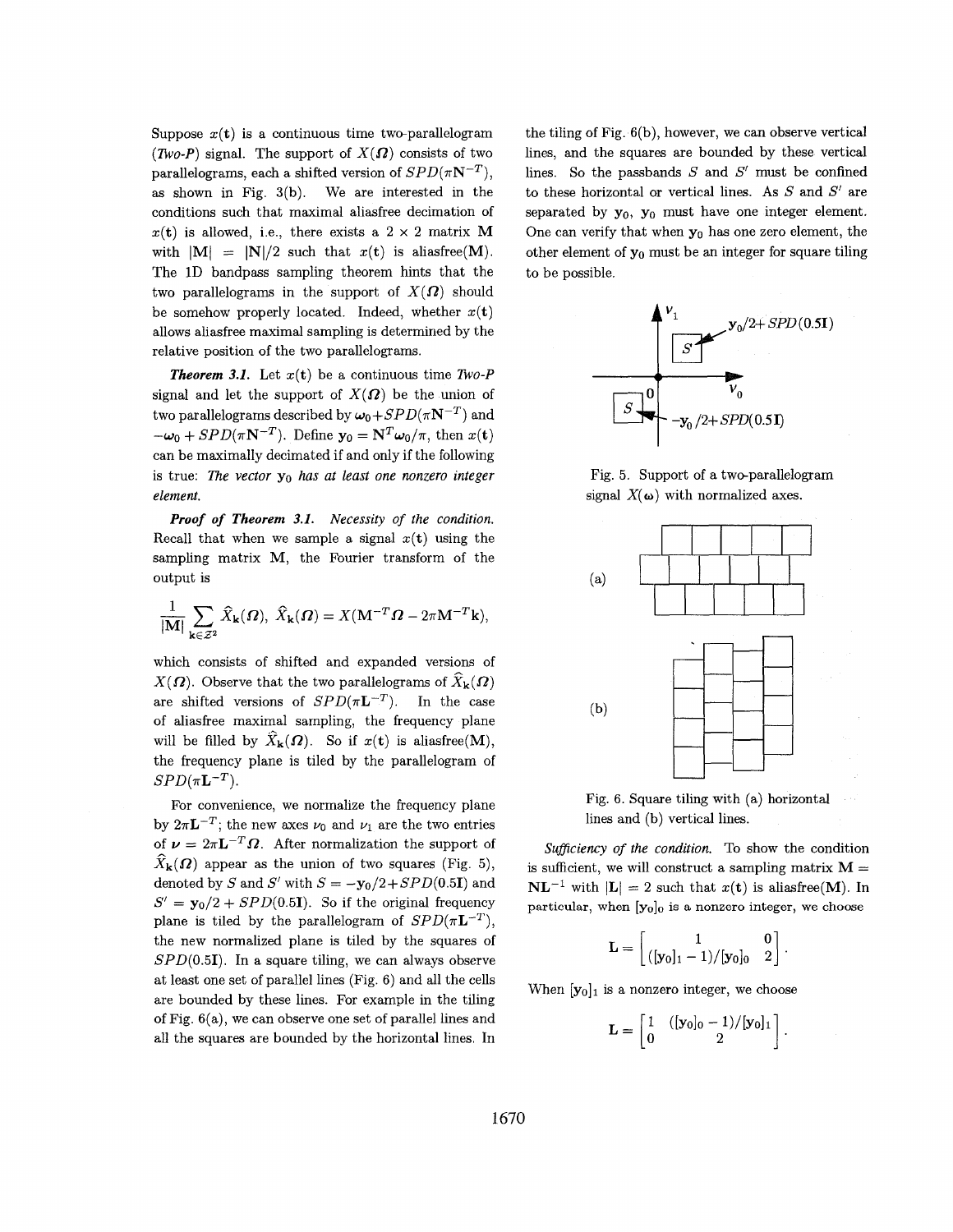Suppose $x(\mathbf{t})$ is a continuous time two-parallelogram (*Two-P*) signal. The support of $X(\boldsymbol{\Omega})$ consists of two parallelograms, each a shifted version of $SPD(\pi\mathbf{N}^{-T})$, as shown in Fig. 3(b). We are interested in the conditions such that maximal aliasfree decimation of $x(\mathbf{t})$ is allowed, i.e., there exists a $2 \times 2$ matrix $\mathbf{M}$ with $|\mathbf{M}| = |\mathbf{N}|/2$ such that $x(\mathbf{t})$ is aliasfree($\mathbf{M}$). The 1D bandpass sampling theorem hints that the two parallelograms in the support of $X(\boldsymbol{\Omega})$ should be somehow properly located. Indeed, whether $x(\mathbf{t})$ allows aliasfree maximal sampling is determined by the relative position of the two parallelograms.

***Theorem 3.1.*** Let $x(\mathbf{t})$ be a continuous time *Two-P* signal and let the support of $X(\boldsymbol{\Omega})$ be the union of two parallelograms described by $\boldsymbol{\omega}_0 + SPD(\pi\mathbf{N}^{-T})$ and $-\boldsymbol{\omega}_0 + SPD(\pi\mathbf{N}^{-T})$. Define $\mathbf{y}_0 = \mathbf{N}^T\boldsymbol{\omega}_0/\pi$, then $x(\mathbf{t})$ can be maximally decimated if and only if the following is true: *The vector* $\mathbf{y}_0$ *has at least one nonzero integer element.*

***Proof of Theorem 3.1.*** *Necessity of the condition.* Recall that when we sample a signal $x(\mathbf{t})$ using the sampling matrix $\mathbf{M}$, the Fourier transform of the output is

$$\frac{1}{|\mathbf{M}|}\sum_{\mathbf{k}\in\mathcal{Z}^2}\widehat{X}_{\mathbf{k}}(\boldsymbol{\Omega}),\ \widehat{X}_{\mathbf{k}}(\boldsymbol{\Omega}) = X(\mathbf{M}^{-T}\boldsymbol{\Omega} - 2\pi\mathbf{M}^{-T}\mathbf{k}),$$

which consists of shifted and expanded versions of $X(\boldsymbol{\Omega})$. Observe that the two parallelograms of $\widehat{X}_{\mathbf{k}}(\boldsymbol{\Omega})$ are shifted versions of $SPD(\pi\mathbf{L}^{-T})$. In the case of aliasfree maximal sampling, the frequency plane will be filled by $\widehat{X}_{\mathbf{k}}(\boldsymbol{\Omega})$. So if $x(\mathbf{t})$ is aliasfree($\mathbf{M}$), the frequency plane is tiled by the parallelogram of $SPD(\pi\mathbf{L}^{-T})$.

For convenience, we normalize the frequency plane by $2\pi\mathbf{L}^{-T}$; the new axes $\nu_0$ and $\nu_1$ are the two entries of $\boldsymbol{\nu} = 2\pi\mathbf{L}^{-T}\boldsymbol{\Omega}$. After normalization the support of $\widehat{X}_{\mathbf{k}}(\boldsymbol{\Omega})$ appear as the union of two squares (Fig. 5), denoted by $S$ and $S'$ with $S = -\mathbf{y}_0/2 + SPD(0.5\mathbf{I})$ and $S' = \mathbf{y}_0/2 + SPD(0.5\mathbf{I})$. So if the original frequency plane is tiled by the parallelogram of $SPD(\pi\mathbf{L}^{-T})$, the new normalized plane is tiled by the squares of $SPD(0.5\mathbf{I})$. In a square tiling, we can always observe at least one set of parallel lines (Fig. 6) and all the cells are bounded by these lines. For example in the tiling of Fig. 6(a), we can observe one set of parallel lines and all the squares are bounded by the horizontal lines. In the tiling of Fig. 6(b), however, we can observe vertical lines, and the squares are bounded by these vertical lines. So the passbands $S$ and $S'$ must be confined to these horizontal or vertical lines. As $S$ and $S'$ are separated by $\mathbf{y}_0$, $\mathbf{y}_0$ must have one integer element. One can verify that when $\mathbf{y}_0$ has one zero element, the other element of $\mathbf{y}_0$ must be an integer for square tiling to be possible.

Fig. 5. Support of a two-parallelogram signal $X(\boldsymbol{\omega})$ with normalized axes.

Fig. 6. Square tiling with (a) horizontal lines and (b) vertical lines.

*Sufficiency of the condition.* To show the condition is sufficient, we will construct a sampling matrix $\mathbf{M} = \mathbf{N}\mathbf{L}^{-1}$ with $|\mathbf{L}| = 2$ such that $x(\mathbf{t})$ is aliasfree($\mathbf{M}$). In particular, when $[\mathbf{y}_0]_0$ is a nonzero integer, we choose

$$\mathbf{L} = \begin{bmatrix} 1 & 0 \\ ([\mathbf{y}_0]_1 - 1)/[\mathbf{y}_0]_0 & 2 \end{bmatrix}.$$

When $[\mathbf{y}_0]_1$ is a nonzero integer, we choose

$$\mathbf{L} = \begin{bmatrix} 1 & ([\mathbf{y}_0]_0 - 1)/[\mathbf{y}_0]_1 \\ 0 & 2 \end{bmatrix}.$$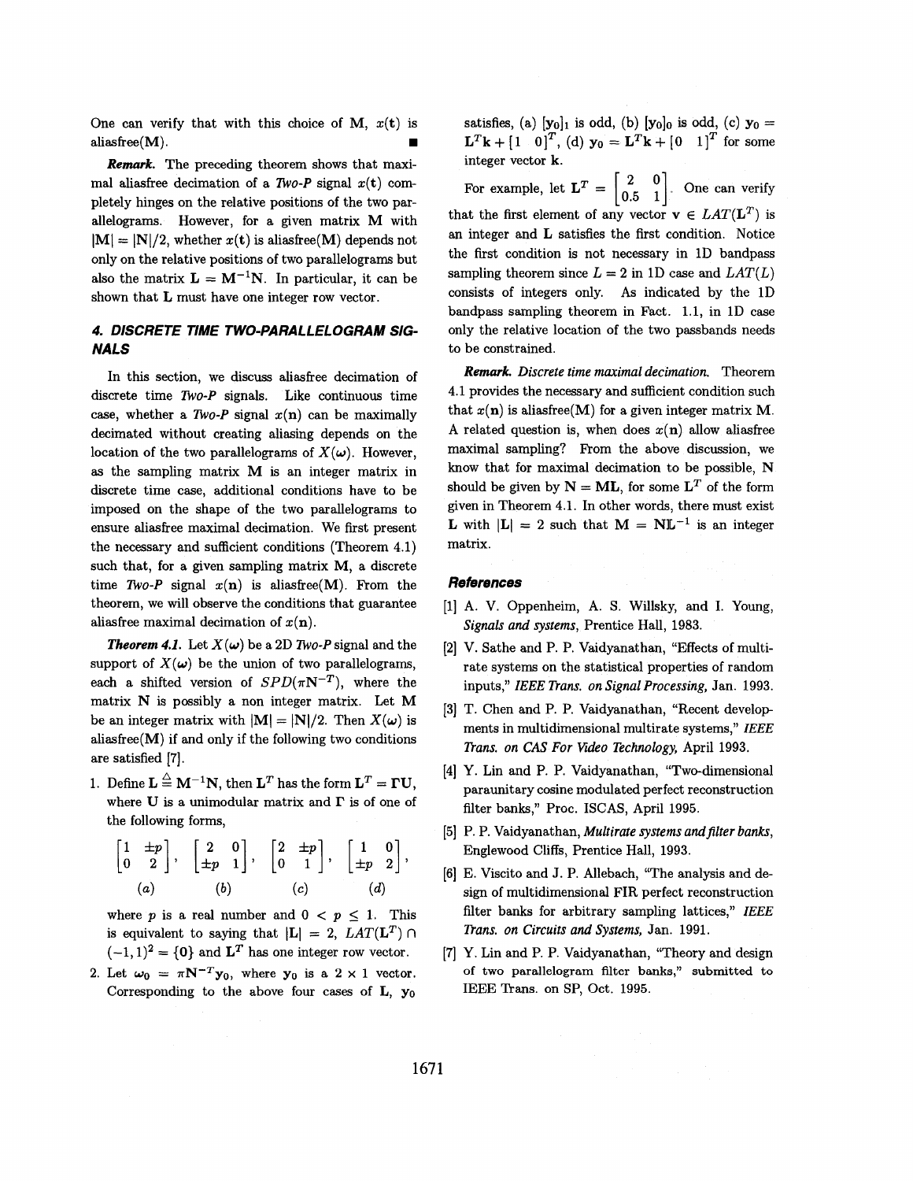One can verify that with this choice of $\mathbf{M}$, $x(\mathbf{t})$ is aliasfree($\mathbf{M}$). ∎

***Remark.*** The preceding theorem shows that maximal aliasfree decimation of a *Two-P* signal $x(\mathbf{t})$ completely hinges on the relative positions of the two parallelograms. However, for a given matrix $\mathbf{M}$ with $|\mathbf{M}| = |\mathbf{N}|/2$, whether $x(\mathbf{t})$ is aliasfree($\mathbf{M}$) depends not only on the relative positions of two parallelograms but also the matrix $\mathbf{L} = \mathbf{M}^{-1}\mathbf{N}$. In particular, it can be shown that $\mathbf{L}$ must have one integer row vector.

## 4. DISCRETE TIME TWO-PARALLELOGRAM SIGNALS

In this section, we discuss aliasfree decimation of discrete time *Two-P* signals. Like continuous time case, whether a *Two-P* signal $x(\mathbf{n})$ can be maximally decimated without creating aliasing depends on the location of the two parallelograms of $X(\boldsymbol{\omega})$. However, as the sampling matrix $\mathbf{M}$ is an integer matrix in discrete time case, additional conditions have to be imposed on the shape of the two parallelograms to ensure aliasfree maximal decimation. We first present the necessary and sufficient conditions (Theorem 4.1) such that, for a given sampling matrix $\mathbf{M}$, a discrete time *Two-P* signal $x(\mathbf{n})$ is aliasfree($\mathbf{M}$). From the theorem, we will observe the conditions that guarantee aliasfree maximal decimation of $x(\mathbf{n})$.

***Theorem 4.1.*** Let $X(\boldsymbol{\omega})$ be a 2D *Two-P* signal and the support of $X(\boldsymbol{\omega})$ be the union of two parallelograms, each a shifted version of $SPD(\pi\mathbf{N}^{-T})$, where the matrix $\mathbf{N}$ is possibly a non integer matrix. Let $\mathbf{M}$ be an integer matrix with $|\mathbf{M}| = |\mathbf{N}|/2$. Then $X(\boldsymbol{\omega})$ is aliasfree($\mathbf{M}$) if and only if the following two conditions are satisfied [7].

1. Define $\mathbf{L} \triangleq \mathbf{M}^{-1}\mathbf{N}$, then $\mathbf{L}^T$ has the form $\mathbf{L}^T = \boldsymbol{\Gamma}\mathbf{U}$, where $\mathbf{U}$ is a unimodular matrix and $\boldsymbol{\Gamma}$ is of one of the following forms,

$$\underset{(a)}{\begin{bmatrix} 1 & \pm p \\ 0 & 2 \end{bmatrix}}, \quad \underset{(b)}{\begin{bmatrix} 2 & 0 \\ \pm p & 1 \end{bmatrix}}, \quad \underset{(c)}{\begin{bmatrix} 2 & \pm p \\ 0 & 1 \end{bmatrix}}, \quad \underset{(d)}{\begin{bmatrix} 1 & 0 \\ \pm p & 2 \end{bmatrix}},$$

   where $p$ is a real number and $0 < p \leq 1$. This is equivalent to saying that $|\mathbf{L}| = 2$, $LAT(\mathbf{L}^T) \cap (-1,1)^2 = \{\mathbf{0}\}$ and $\mathbf{L}^T$ has one integer row vector.

2. Let $\boldsymbol{\omega}_0 = \pi\mathbf{N}^{-T}\mathbf{y}_0$, where $\mathbf{y}_0$ is a $2 \times 1$ vector. Corresponding to the above four cases of $\mathbf{L}$, $\mathbf{y}_0$ satisfies, (a) $[\mathbf{y}_0]_1$ is odd, (b) $[\mathbf{y}_0]_0$ is odd, (c) $\mathbf{y}_0 = \mathbf{L}^T\mathbf{k} + [1 \quad 0]^T$, (d) $\mathbf{y}_0 = \mathbf{L}^T\mathbf{k} + [0 \quad 1]^T$ for some integer vector $\mathbf{k}$.

For example, let $\mathbf{L}^T = \begin{bmatrix} 2 & 0 \\ 0.5 & 1 \end{bmatrix}$. One can verify that the first element of any vector $\mathbf{v} \in LAT(\mathbf{L}^T)$ is an integer and $\mathbf{L}$ satisfies the first condition. Notice the first condition is not necessary in 1D bandpass sampling theorem since $L = 2$ in 1D case and $LAT(L)$ consists of integers only. As indicated by the 1D bandpass sampling theorem in Fact. 1.1, in 1D case only the relative location of the two passbands needs to be constrained.

***Remark.*** *Discrete time maximal decimation.* Theorem 4.1 provides the necessary and sufficient condition such that $x(\mathbf{n})$ is aliasfree($\mathbf{M}$) for a given integer matrix $\mathbf{M}$. A related question is, when does $x(\mathbf{n})$ allow aliasfree maximal sampling? From the above discussion, we know that for maximal decimation to be possible, $\mathbf{N}$ should be given by $\mathbf{N} = \mathbf{ML}$, for some $\mathbf{L}^T$ of the form given in Theorem 4.1. In other words, there must exist $\mathbf{L}$ with $|\mathbf{L}| = 2$ such that $\mathbf{M} = \mathbf{NL}^{-1}$ is an integer matrix.

### References

[1] A. V. Oppenheim, A. S. Willsky, and I. Young, *Signals and systems*, Prentice Hall, 1983.

[2] V. Sathe and P. P. Vaidyanathan, "Effects of multirate systems on the statistical properties of random inputs," *IEEE Trans. on Signal Processing*, Jan. 1993.

[3] T. Chen and P. P. Vaidyanathan, "Recent developments in multidimensional multirate systems," *IEEE Trans. on CAS For Video Technology*, April 1993.

[4] Y. Lin and P. P. Vaidyanathan, "Two-dimensional paraunitary cosine modulated perfect reconstruction filter banks," Proc. ISCAS, April 1995.

[5] P. P. Vaidyanathan, *Multirate systems and filter banks*, Englewood Cliffs, Prentice Hall, 1993.

[6] E. Viscito and J. P. Allebach, "The analysis and design of multidimensional FIR perfect reconstruction filter banks for arbitrary sampling lattices," *IEEE Trans. on Circuits and Systems*, Jan. 1991.

[7] Y. Lin and P. P. Vaidyanathan, "Theory and design of two parallelogram filter banks," submitted to IEEE Trans. on SP, Oct. 1995.